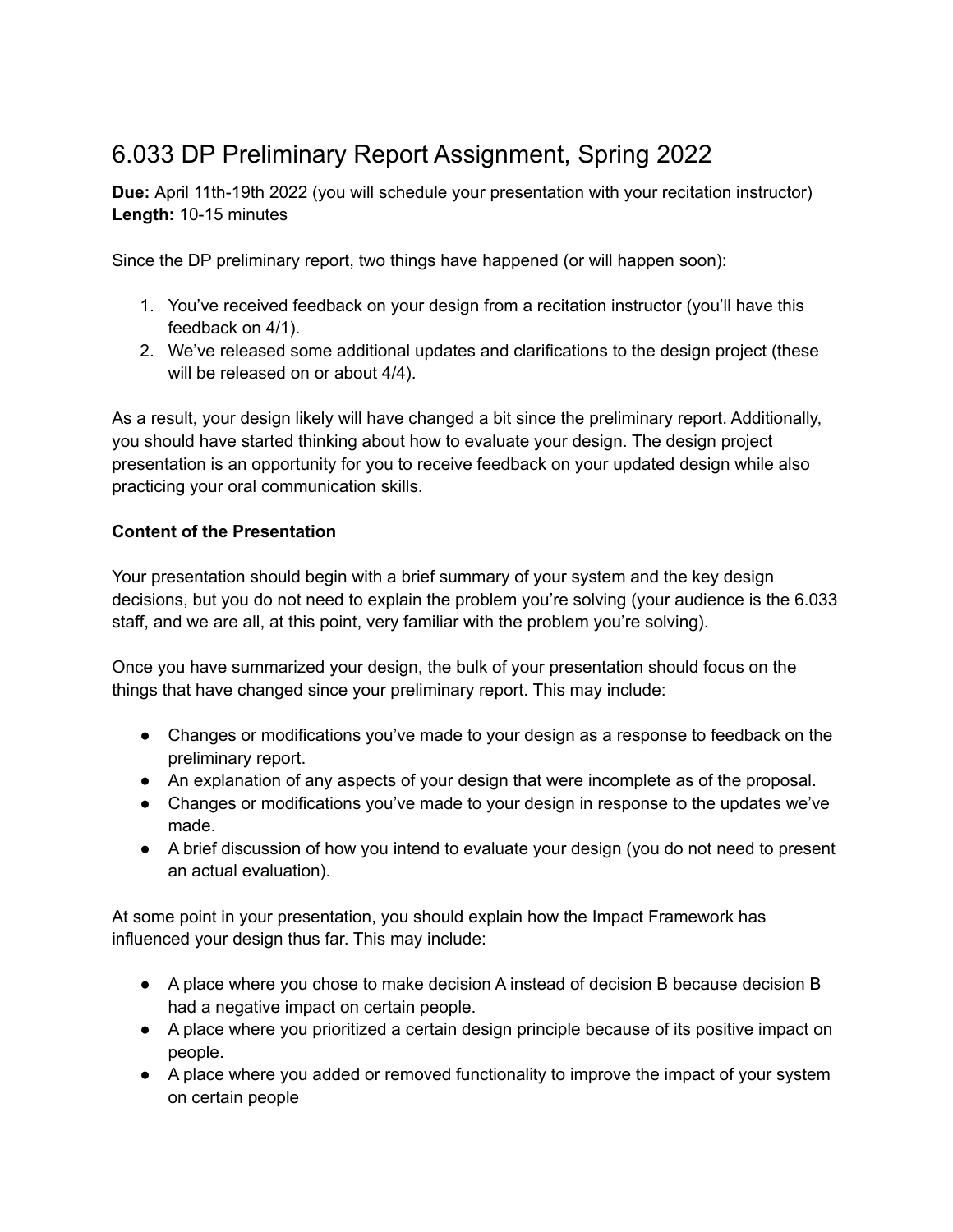# 6.033 DP Preliminary Report Assignment, Spring 2022

**Due:** April 11th-19th 2022 (you will schedule your presentation with your recitation instructor)
**Length:** 10-15 minutes

Since the DP preliminary report, two things have happened (or will happen soon):

1. You've received feedback on your design from a recitation instructor (you'll have this feedback on 4/1).
2. We've released some additional updates and clarifications to the design project (these will be released on or about 4/4).

As a result, your design likely will have changed a bit since the preliminary report. Additionally, you should have started thinking about how to evaluate your design. The design project presentation is an opportunity for you to receive feedback on your updated design while also practicing your oral communication skills.

**Content of the Presentation**

Your presentation should begin with a brief summary of your system and the key design decisions, but you do not need to explain the problem you're solving (your audience is the 6.033 staff, and we are all, at this point, very familiar with the problem you're solving).

Once you have summarized your design, the bulk of your presentation should focus on the things that have changed since your preliminary report. This may include:

- Changes or modifications you've made to your design as a response to feedback on the preliminary report.
- An explanation of any aspects of your design that were incomplete as of the proposal.
- Changes or modifications you've made to your design in response to the updates we've made.
- A brief discussion of how you intend to evaluate your design (you do not need to present an actual evaluation).

At some point in your presentation, you should explain how the Impact Framework has influenced your design thus far. This may include:

- A place where you chose to make decision A instead of decision B because decision B had a negative impact on certain people.
- A place where you prioritized a certain design principle because of its positive impact on people.
- A place where you added or removed functionality to improve the impact of your system on certain people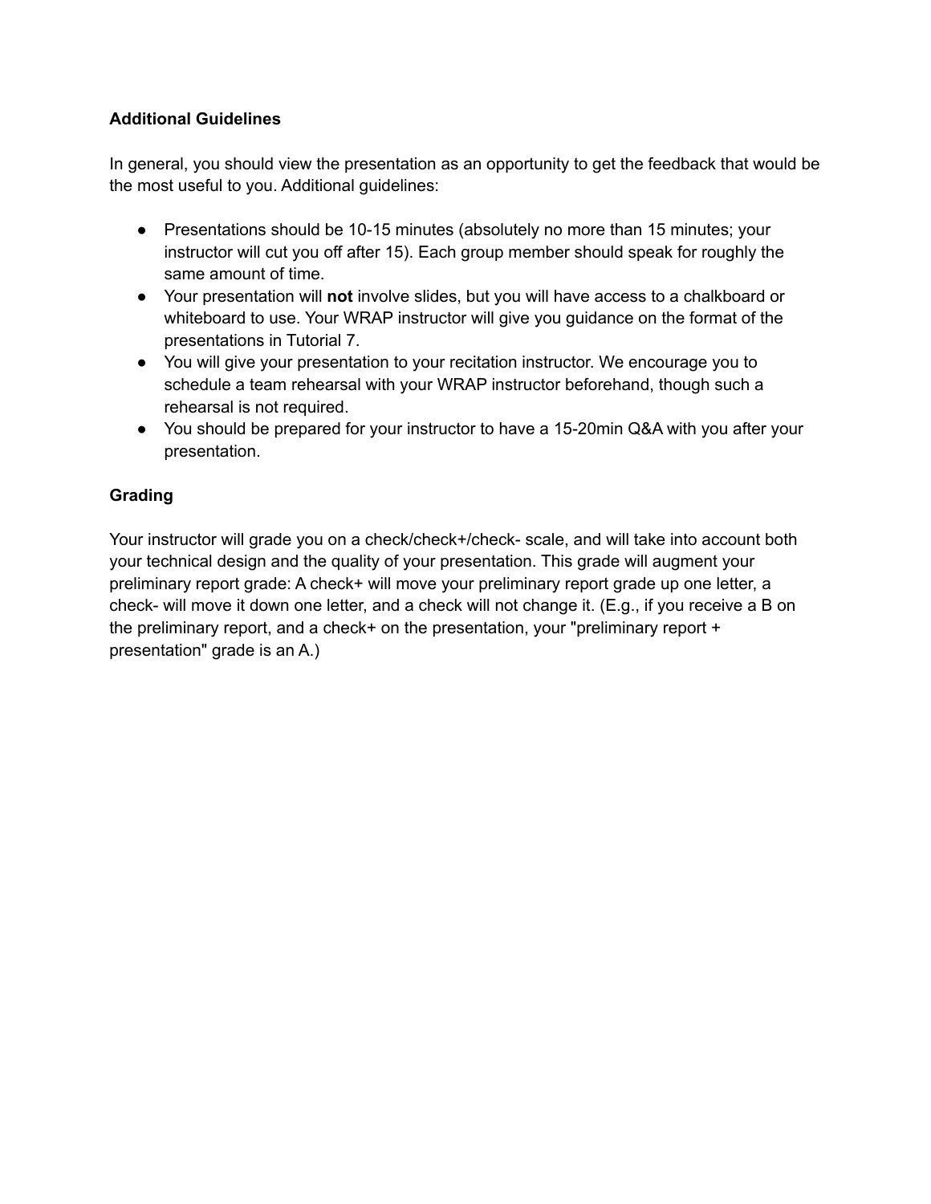**Additional Guidelines**

In general, you should view the presentation as an opportunity to get the feedback that would be the most useful to you. Additional guidelines:

- Presentations should be 10-15 minutes (absolutely no more than 15 minutes; your instructor will cut you off after 15). Each group member should speak for roughly the same amount of time.
- Your presentation will **not** involve slides, but you will have access to a chalkboard or whiteboard to use. Your WRAP instructor will give you guidance on the format of the presentations in Tutorial 7.
- You will give your presentation to your recitation instructor. We encourage you to schedule a team rehearsal with your WRAP instructor beforehand, though such a rehearsal is not required.
- You should be prepared for your instructor to have a 15-20min Q&A with you after your presentation.

**Grading**

Your instructor will grade you on a check/check+/check- scale, and will take into account both your technical design and the quality of your presentation. This grade will augment your preliminary report grade: A check+ will move your preliminary report grade up one letter, a check- will move it down one letter, and a check will not change it. (E.g., if you receive a B on the preliminary report, and a check+ on the presentation, your "preliminary report + presentation" grade is an A.)